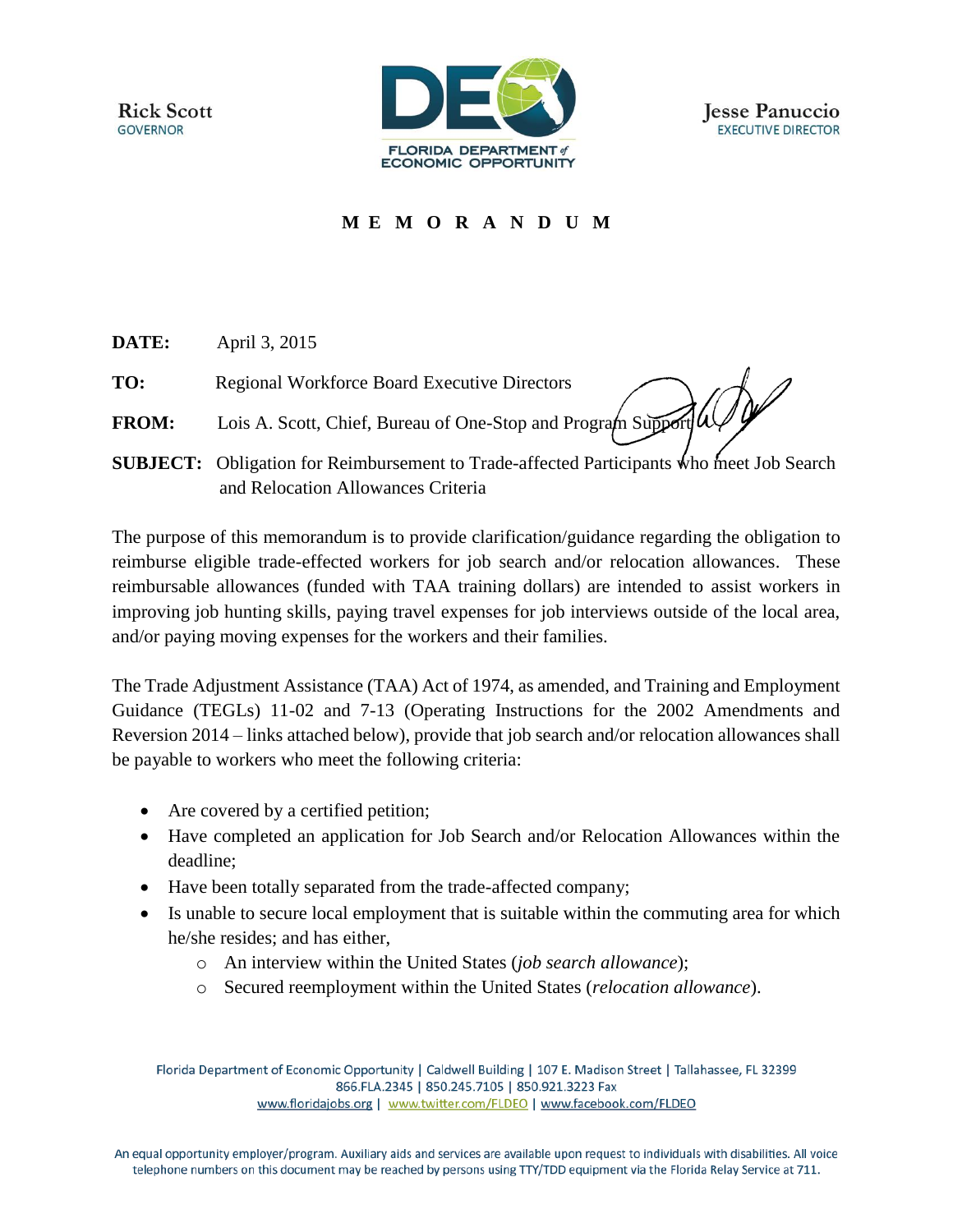Rick Scott
GOVERNOR

FLORIDA DEPARTMENT of ECONOMIC OPPORTUNITY

Jesse Panuccio
EXECUTIVE DIRECTOR

**M E M O R A N D U M**

**DATE:** April 3, 2015

**TO:** Regional Workforce Board Executive Directors

**FROM:** Lois A. Scott, Chief, Bureau of One-Stop and Program Support

**SUBJECT:** Obligation for Reimbursement to Trade-affected Participants who meet Job Search and Relocation Allowances Criteria

The purpose of this memorandum is to provide clarification/guidance regarding the obligation to reimburse eligible trade-effected workers for job search and/or relocation allowances. These reimbursable allowances (funded with TAA training dollars) are intended to assist workers in improving job hunting skills, paying travel expenses for job interviews outside of the local area, and/or paying moving expenses for the workers and their families.

The Trade Adjustment Assistance (TAA) Act of 1974, as amended, and Training and Employment Guidance (TEGLs) 11-02 and 7-13 (Operating Instructions for the 2002 Amendments and Reversion 2014 – links attached below), provide that job search and/or relocation allowances shall be payable to workers who meet the following criteria:

- Are covered by a certified petition;
- Have completed an application for Job Search and/or Relocation Allowances within the deadline;
- Have been totally separated from the trade-affected company;
- Is unable to secure local employment that is suitable within the commuting area for which he/she resides; and has either,
  - An interview within the United States (*job search allowance*);
  - Secured reemployment within the United States (*relocation allowance*).

Florida Department of Economic Opportunity | Caldwell Building | 107 E. Madison Street | Tallahassee, FL 32399
866.FLA.2345 | 850.245.7105 | 850.921.3223 Fax
www.floridajobs.org | www.twitter.com/FLDEO | www.facebook.com/FLDEO

An equal opportunity employer/program. Auxiliary aids and services are available upon request to individuals with disabilities. All voice telephone numbers on this document may be reached by persons using TTY/TDD equipment via the Florida Relay Service at 711.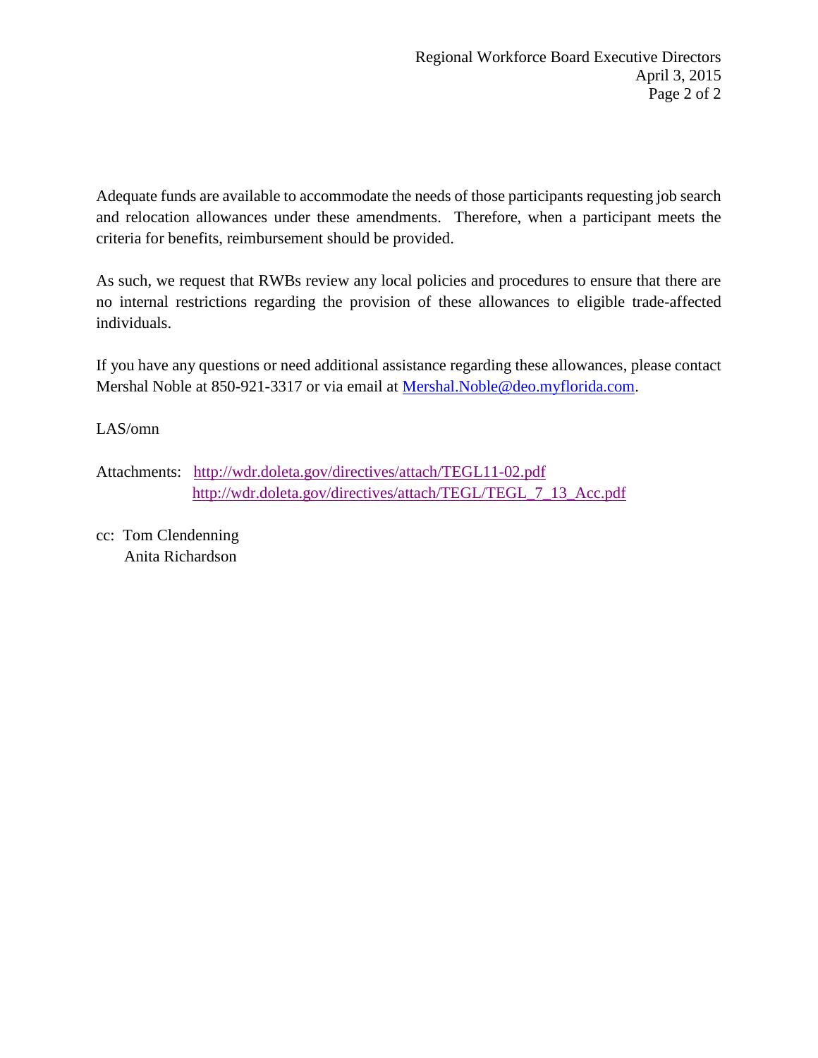Adequate funds are available to accommodate the needs of those participants requesting job search and relocation allowances under these amendments. Therefore, when a participant meets the criteria for benefits, reimbursement should be provided.

As such, we request that RWBs review any local policies and procedures to ensure that there are no internal restrictions regarding the provision of these allowances to eligible trade-affected individuals.

If you have any questions or need additional assistance regarding these allowances, please contact Mershal Noble at 850-921-3317 or via email at Mershal.Noble@deo.myflorida.com.

LAS/omn

Attachments: http://wdr.doleta.gov/directives/attach/TEGL11-02.pdf
http://wdr.doleta.gov/directives/attach/TEGL/TEGL_7_13_Acc.pdf

cc: Tom Clendenning
Anita Richardson